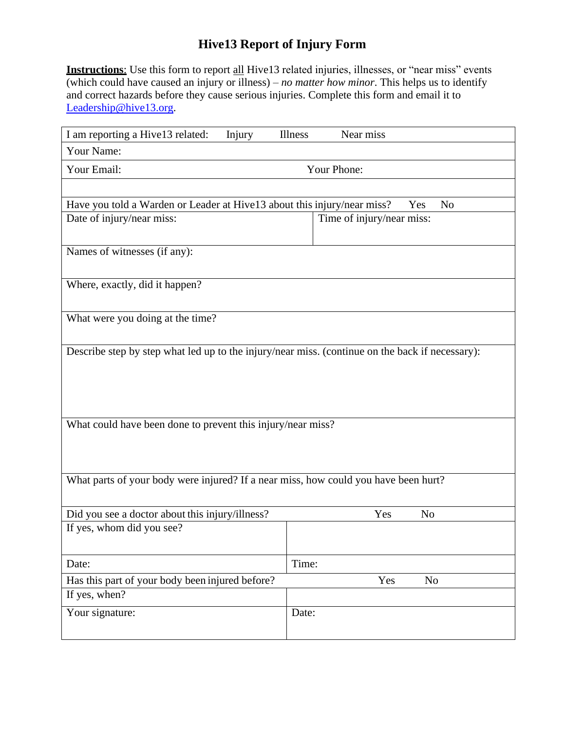# Hive13 Report of Injury Form

**Instructions**: Use this form to report all Hive13 related injuries, illnesses, or "near miss" events (which could have caused an injury or illness) – *no matter how minor*. This helps us to identify and correct hazards before they cause serious injuries. Complete this form and email it to Leadership@hive13.org.

| I am reporting a Hive13 related: Injury Illness Near miss | |
|---|---|
| Your Name: | |
| Your Email: | Your Phone: |
| | |
| Have you told a Warden or Leader at Hive13 about this injury/near miss? Yes No | |
| Date of injury/near miss: | Time of injury/near miss: |
| Names of witnesses (if any): | |
| Where, exactly, did it happen? | |
| What were you doing at the time? | |
| Describe step by step what led up to the injury/near miss. (continue on the back if necessary): | |
| What could have been done to prevent this injury/near miss? | |
| What parts of your body were injured? If a near miss, how could you have been hurt? | |
| Did you see a doctor about this injury/illness? | Yes No |
| If yes, whom did you see? | |
| Date: | Time: |
| Has this part of your body been injured before? | Yes No |
| If yes, when? | |
| Your signature: | Date: |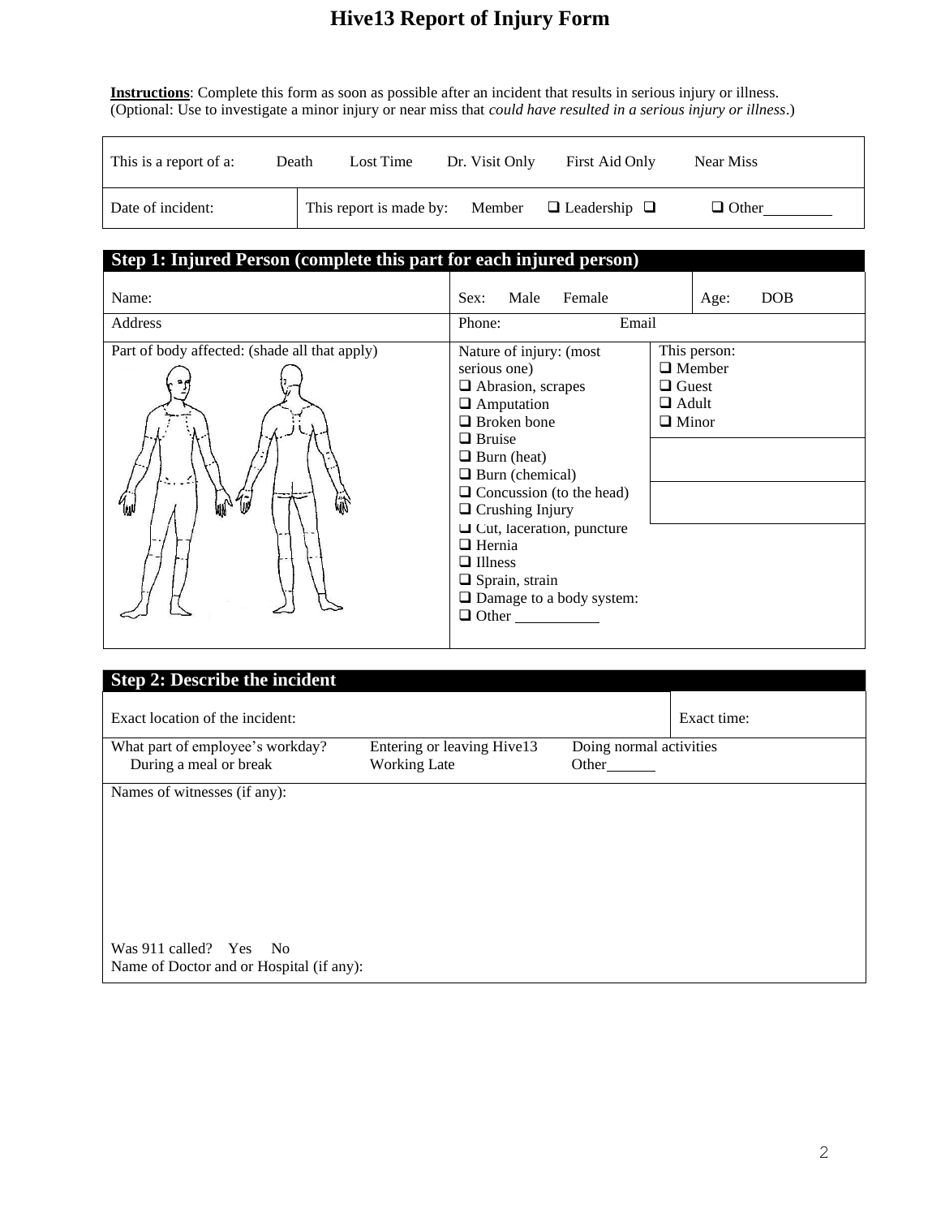# Hive13 Report of Injury Form

**Instructions**: Complete this form as soon as possible after an incident that results in serious injury or illness. (Optional: Use to investigate a minor injury or near miss that *could have resulted in a serious injury or illness*.)

| This is a report of a: | Death | Lost Time | Dr. Visit Only | First Aid Only | Near Miss |
|---|---|---|---|---|---|
| Date of incident: | This report is made by: | Member | ❑ Leadership ❑ | ❑ Other________ | |

## Step 1: Injured Person (complete this part for each injured person)

| Name: | Sex: Male Female | Age: DOB |
|---|---|---|
| Address | Phone: Email | |
| Part of body affected: (shade all that apply) | Nature of injury: (most serious one)<br>❑ Abrasion, scrapes<br>❑ Amputation<br>❑ Broken bone<br>❑ Bruise<br>❑ Burn (heat)<br>❑ Burn (chemical)<br>❑ Concussion (to the head)<br>❑ Crushing Injury<br>❑ Cut, laceration, puncture<br>❑ Hernia<br>❑ Illness<br>❑ Sprain, strain<br>❑ Damage to a body system:<br>❑ Other __________ | This person:<br>❑ Member<br>❑ Guest<br>❑ Adult<br>❑ Minor |

## Step 2: Describe the incident

| Exact location of the incident: | | | Exact time: |
|---|---|---|---|
| What part of employee's workday?<br>During a meal or break | Entering or leaving Hive13<br>Working Late | Doing normal activities<br>Other______ | |
| Names of witnesses (if any):<br><br><br><br>Was 911 called? Yes No<br>Name of Doctor and or Hospital (if any): | | | |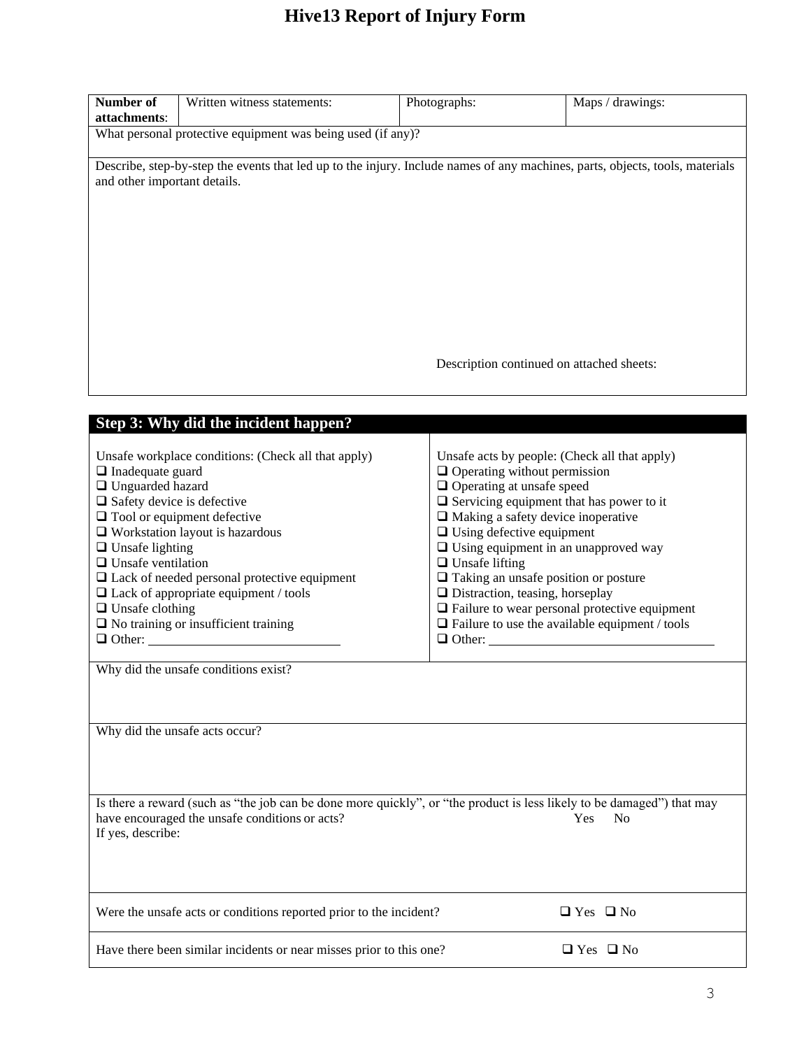# Hive13 Report of Injury Form

| **Number of attachments**: | Written witness statements: | Photographs: | Maps / drawings: |
|---|---|---|---|

What personal protective equipment was being used (if any)?

Describe, step-by-step the events that led up to the injury. Include names of any machines, parts, objects, tools, materials and other important details.

Description continued on attached sheets:

## Step 3: Why did the incident happen?

Unsafe workplace conditions: (Check all that apply)

- ❑ Inadequate guard
- ❑ Unguarded hazard
- ❑ Safety device is defective
- ❑ Tool or equipment defective
- ❑ Workstation layout is hazardous
- ❑ Unsafe lighting
- ❑ Unsafe ventilation
- ❑ Lack of needed personal protective equipment
- ❑ Lack of appropriate equipment / tools
- ❑ Unsafe clothing
- ❑ No training or insufficient training
- ❑ Other: ____________________________

Unsafe acts by people: (Check all that apply)

- ❑ Operating without permission
- ❑ Operating at unsafe speed
- ❑ Servicing equipment that has power to it
- ❑ Making a safety device inoperative
- ❑ Using defective equipment
- ❑ Using equipment in an unapproved way
- ❑ Unsafe lifting
- ❑ Taking an unsafe position or posture
- ❑ Distraction, teasing, horseplay
- ❑ Failure to wear personal protective equipment
- ❑ Failure to use the available equipment / tools
- ❑ Other: ________________________________

Why did the unsafe conditions exist?

Why did the unsafe acts occur?

Is there a reward (such as "the job can be done more quickly", or "the product is less likely to be damaged") that may have encouraged the unsafe conditions or acts? Yes No

If yes, describe:

Were the unsafe acts or conditions reported prior to the incident? ❑ Yes ❑ No

Have there been similar incidents or near misses prior to this one? ❑ Yes ❑ No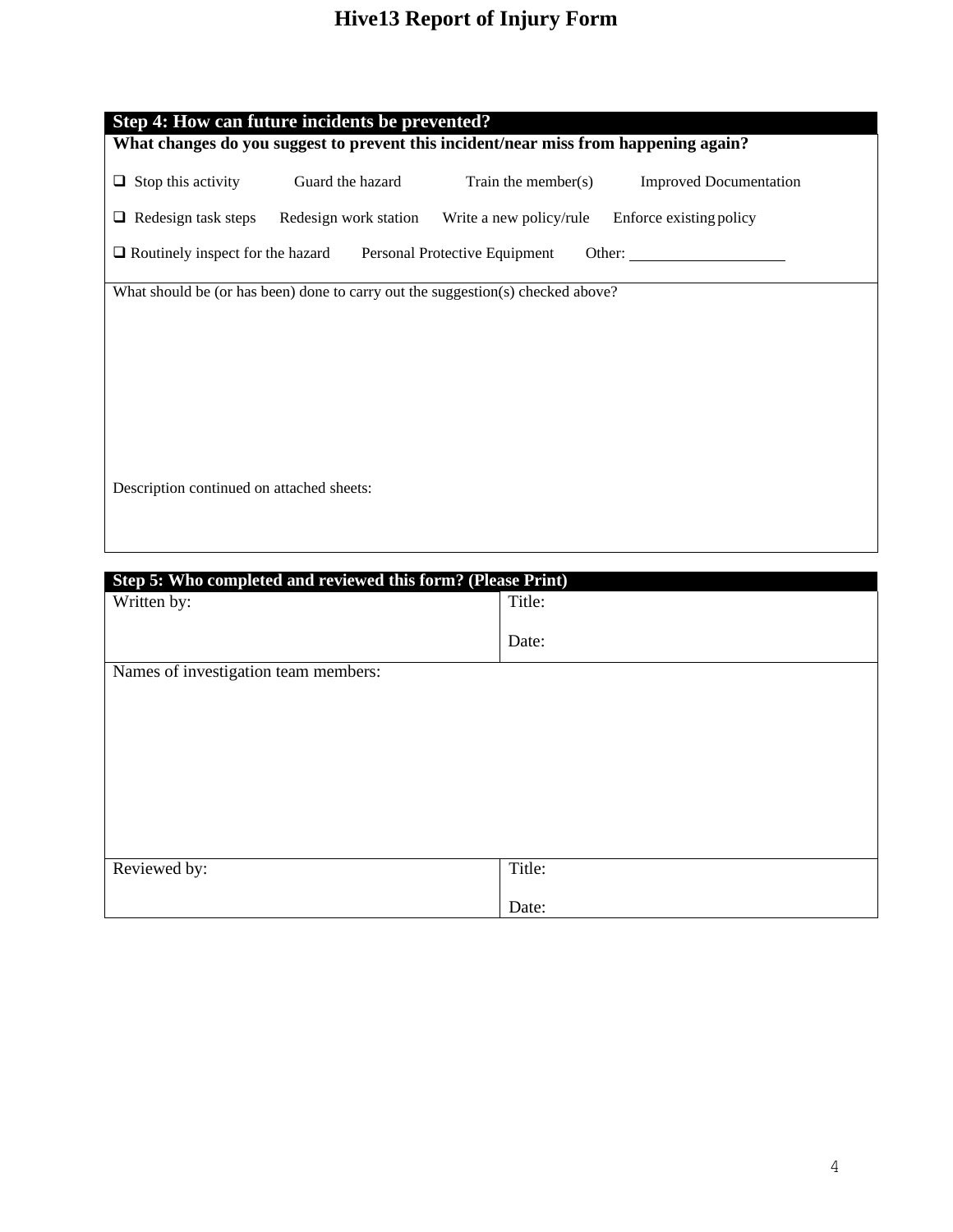# Hive13 Report of Injury Form

## Step 4: How can future incidents be prevented?

**What changes do you suggest to prevent this incident/near miss from happening again?**

- [ ] Stop this activity   Guard the hazard   Train the member(s)   Improved Documentation
- [ ] Redesign task steps   Redesign work station   Write a new policy/rule   Enforce existing policy
- [ ] Routinely inspect for the hazard   Personal Protective Equipment   Other: ____________________

What should be (or has been) done to carry out the suggestion(s) checked above?

Description continued on attached sheets:

## Step 5: Who completed and reviewed this form? (Please Print)

| | |
|---|---|
| Written by: | Title:<br><br>Date: |
| Names of investigation team members: | |
| Reviewed by: | Title:<br><br>Date: |